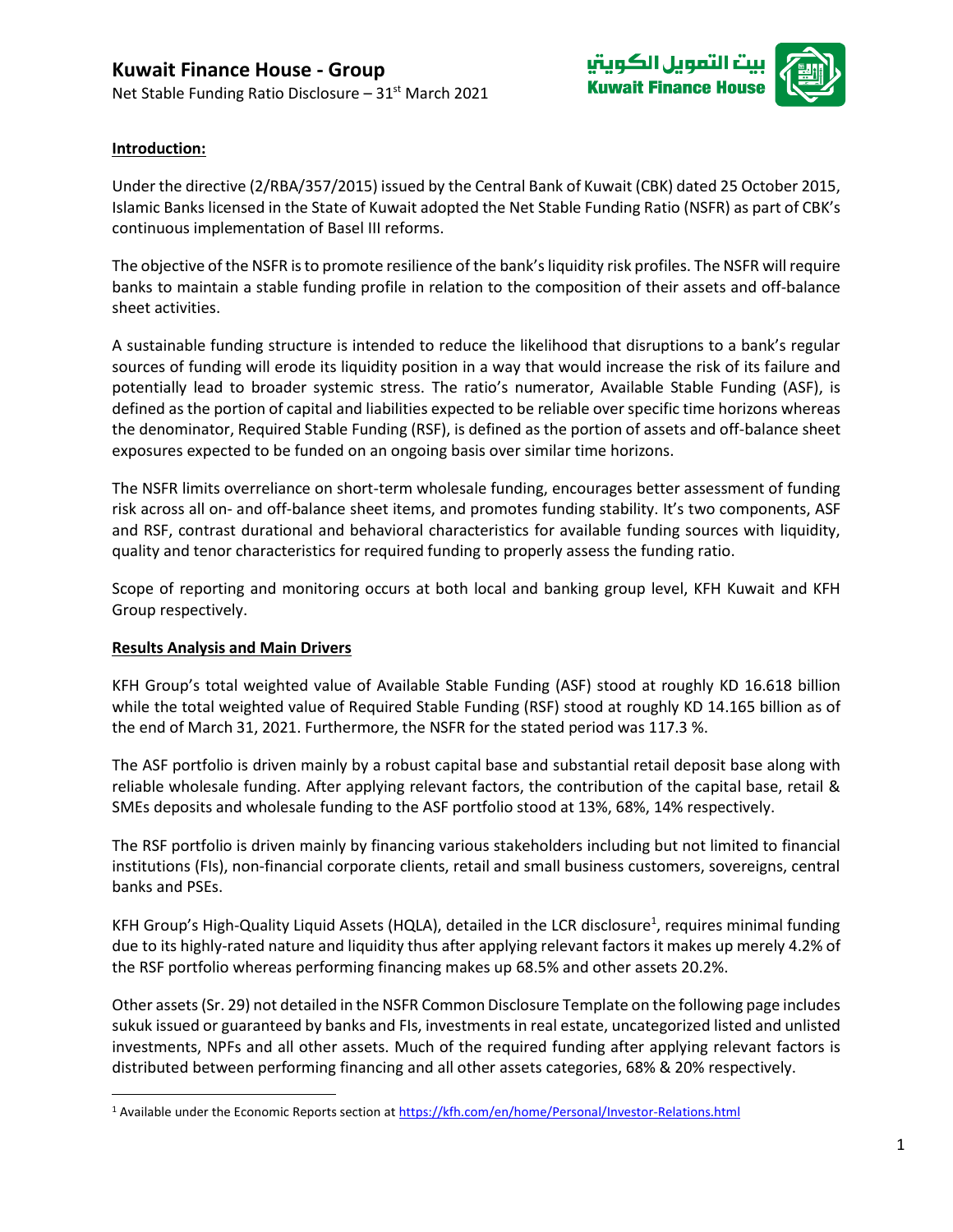# Kuwait Finance House - Group

Net Stable Funding Ratio Disclosure – 31st March 2021

**Introduction:**

Under the directive (2/RBA/357/2015) issued by the Central Bank of Kuwait (CBK) dated 25 October 2015, Islamic Banks licensed in the State of Kuwait adopted the Net Stable Funding Ratio (NSFR) as part of CBK's continuous implementation of Basel III reforms.

The objective of the NSFR is to promote resilience of the bank's liquidity risk profiles. The NSFR will require banks to maintain a stable funding profile in relation to the composition of their assets and off-balance sheet activities.

A sustainable funding structure is intended to reduce the likelihood that disruptions to a bank's regular sources of funding will erode its liquidity position in a way that would increase the risk of its failure and potentially lead to broader systemic stress. The ratio's numerator, Available Stable Funding (ASF), is defined as the portion of capital and liabilities expected to be reliable over specific time horizons whereas the denominator, Required Stable Funding (RSF), is defined as the portion of assets and off-balance sheet exposures expected to be funded on an ongoing basis over similar time horizons.

The NSFR limits overreliance on short-term wholesale funding, encourages better assessment of funding risk across all on- and off-balance sheet items, and promotes funding stability. It's two components, ASF and RSF, contrast durational and behavioral characteristics for available funding sources with liquidity, quality and tenor characteristics for required funding to properly assess the funding ratio.

Scope of reporting and monitoring occurs at both local and banking group level, KFH Kuwait and KFH Group respectively.

**Results Analysis and Main Drivers**

KFH Group's total weighted value of Available Stable Funding (ASF) stood at roughly KD 16.618 billion while the total weighted value of Required Stable Funding (RSF) stood at roughly KD 14.165 billion as of the end of March 31, 2021. Furthermore, the NSFR for the stated period was 117.3 %.

The ASF portfolio is driven mainly by a robust capital base and substantial retail deposit base along with reliable wholesale funding. After applying relevant factors, the contribution of the capital base, retail & SMEs deposits and wholesale funding to the ASF portfolio stood at 13%, 68%, 14% respectively.

The RSF portfolio is driven mainly by financing various stakeholders including but not limited to financial institutions (FIs), non-financial corporate clients, retail and small business customers, sovereigns, central banks and PSEs.

KFH Group's High-Quality Liquid Assets (HQLA), detailed in the LCR disclosure[1], requires minimal funding due to its highly-rated nature and liquidity thus after applying relevant factors it makes up merely 4.2% of the RSF portfolio whereas performing financing makes up 68.5% and other assets 20.2%.

Other assets (Sr. 29) not detailed in the NSFR Common Disclosure Template on the following page includes sukuk issued or guaranteed by banks and FIs, investments in real estate, uncategorized listed and unlisted investments, NPFs and all other assets. Much of the required funding after applying relevant factors is distributed between performing financing and all other assets categories, 68% & 20% respectively.

---

[1] Available under the Economic Reports section at https://kfh.com/en/home/Personal/Investor-Relations.html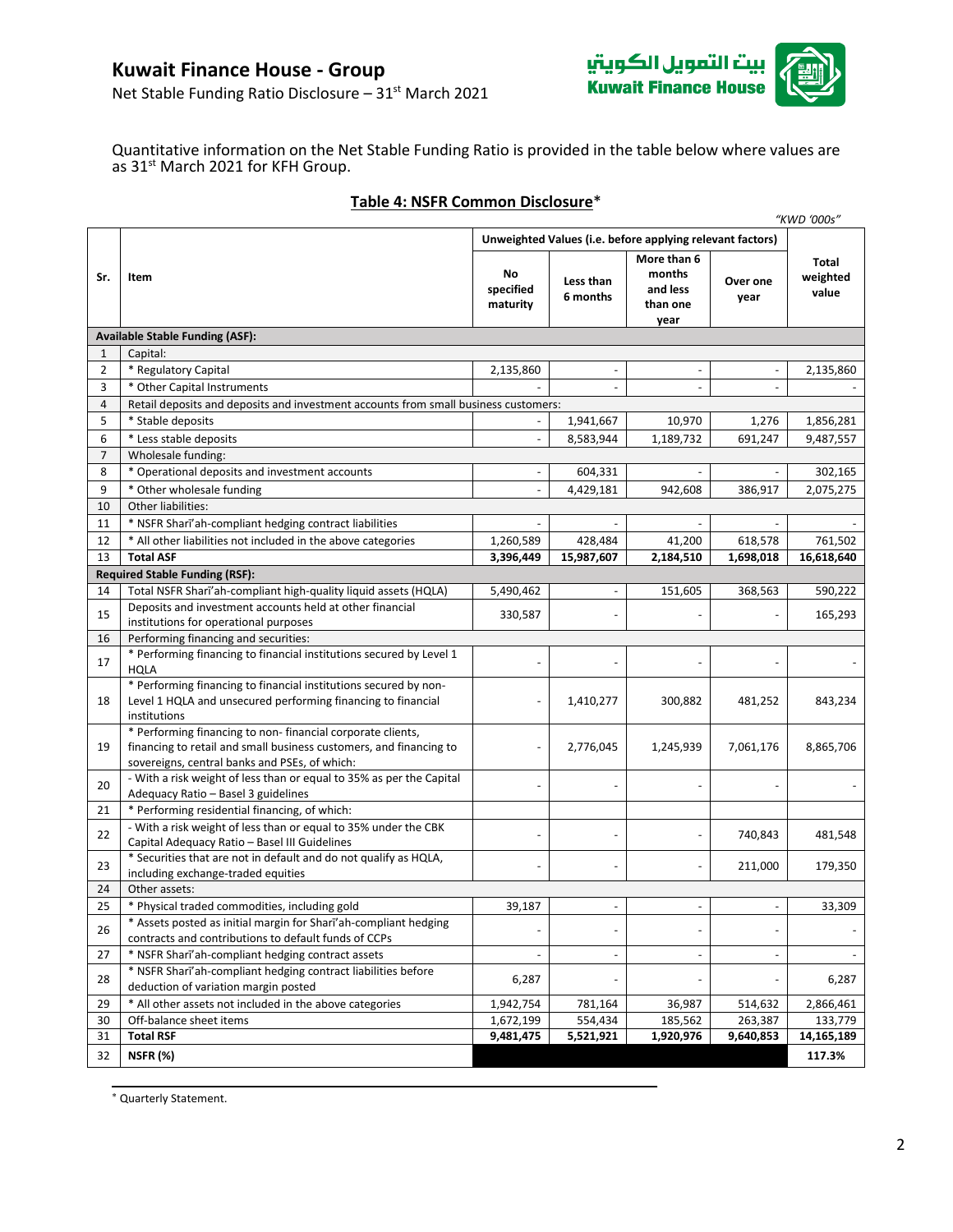# Kuwait Finance House - Group

Net Stable Funding Ratio Disclosure – 31st March 2021

بيت التمويل الكويتي
Kuwait Finance House

Quantitative information on the Net Stable Funding Ratio is provided in the table below where values are as 31st March 2021 for KFH Group.

## Table 4: NSFR Common Disclosure*

*"KWD '000s"*

| Sr. | Item | Unweighted Values (i.e. before applying relevant factors) | | | | Total weighted value |
|---|---|---|---|---|---|---|
| | | No specified maturity | Less than 6 months | More than 6 months and less than one year | Over one year | |
| **Available Stable Funding (ASF):** | | | | | | |
| 1 | Capital: | | | | | |
| 2 | * Regulatory Capital | 2,135,860 | - | - | - | 2,135,860 |
| 3 | * Other Capital Instruments | - | - | - | - | - |
| 4 | Retail deposits and deposits and investment accounts from small business customers: | | | | | |
| 5 | * Stable deposits | - | 1,941,667 | 10,970 | 1,276 | 1,856,281 |
| 6 | * Less stable deposits | - | 8,583,944 | 1,189,732 | 691,247 | 9,487,557 |
| 7 | Wholesale funding: | | | | | |
| 8 | * Operational deposits and investment accounts | - | 604,331 | - | - | 302,165 |
| 9 | * Other wholesale funding | - | 4,429,181 | 942,608 | 386,917 | 2,075,275 |
| 10 | Other liabilities: | | | | | |
| 11 | * NSFR Sharī'ah-compliant hedging contract liabilities | - | - | - | - | - |
| 12 | * All other liabilities not included in the above categories | 1,260,589 | 428,484 | 41,200 | 618,578 | 761,502 |
| 13 | **Total ASF** | **3,396,449** | **15,987,607** | **2,184,510** | **1,698,018** | **16,618,640** |
| **Required Stable Funding (RSF):** | | | | | | |
| 14 | Total NSFR Sharī'ah-compliant high-quality liquid assets (HQLA) | 5,490,462 | - | 151,605 | 368,563 | 590,222 |
| 15 | Deposits and investment accounts held at other financial institutions for operational purposes | 330,587 | - | - | - | 165,293 |
| 16 | Performing financing and securities: | | | | | |
| 17 | * Performing financing to financial institutions secured by Level 1 HQLA | - | - | - | - | - |
| 18 | * Performing financing to financial institutions secured by non-Level 1 HQLA and unsecured performing financing to financial institutions | - | 1,410,277 | 300,882 | 481,252 | 843,234 |
| 19 | * Performing financing to non- financial corporate clients, financing to retail and small business customers, and financing to sovereigns, central banks and PSEs, of which: | - | 2,776,045 | 1,245,939 | 7,061,176 | 8,865,706 |
| 20 | - With a risk weight of less than or equal to 35% as per the Capital Adequacy Ratio – Basel 3 guidelines | - | - | - | - | - |
| 21 | * Performing residential financing, of which: | | | | | |
| 22 | - With a risk weight of less than or equal to 35% under the CBK Capital Adequacy Ratio – Basel III Guidelines | - | - | - | 740,843 | 481,548 |
| 23 | * Securities that are not in default and do not qualify as HQLA, including exchange-traded equities | - | - | - | 211,000 | 179,350 |
| 24 | Other assets: | | | | | |
| 25 | * Physical traded commodities, including gold | 39,187 | - | - | - | 33,309 |
| 26 | * Assets posted as initial margin for Sharī'ah-compliant hedging contracts and contributions to default funds of CCPs | - | - | - | - | - |
| 27 | * NSFR Sharī'ah-compliant hedging contract assets | - | - | - | - | - |
| 28 | * NSFR Sharī'ah-compliant hedging contract liabilities before deduction of variation margin posted | 6,287 | - | - | - | 6,287 |
| 29 | * All other assets not included in the above categories | 1,942,754 | 781,164 | 36,987 | 514,632 | 2,866,461 |
| 30 | Off-balance sheet items | 1,672,199 | 554,434 | 185,562 | 263,387 | 133,779 |
| 31 | **Total RSF** | **9,481,475** | **5,521,921** | **1,920,976** | **9,640,853** | **14,165,189** |
| 32 | **NSFR (%)** | | | | | **117.3%** |

* Quarterly Statement.